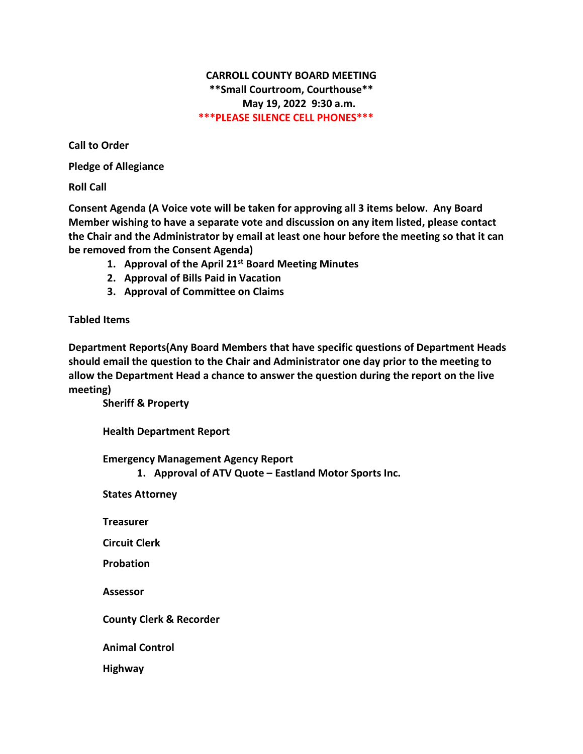**CARROLL COUNTY BOARD MEETING**
**\*\*Small Courtroom, Courthouse\*\***
**May 19, 2022 9:30 a.m.**
**\*\*\*PLEASE SILENCE CELL PHONES\*\*\***

**Call to Order**

**Pledge of Allegiance**

**Roll Call**

**Consent Agenda (A Voice vote will be taken for approving all 3 items below. Any Board Member wishing to have a separate vote and discussion on any item listed, please contact the Chair and the Administrator by email at least one hour before the meeting so that it can be removed from the Consent Agenda)**

1. **Approval of the April 21st Board Meeting Minutes**
2. **Approval of Bills Paid in Vacation**
3. **Approval of Committee on Claims**

**Tabled Items**

**Department Reports(Any Board Members that have specific questions of Department Heads should email the question to the Chair and Administrator one day prior to the meeting to allow the Department Head a chance to answer the question during the report on the live meeting)**

**Sheriff & Property**

**Health Department Report**

**Emergency Management Agency Report**

1. **Approval of ATV Quote – Eastland Motor Sports Inc.**

**States Attorney**

**Treasurer**

**Circuit Clerk**

**Probation**

**Assessor**

**County Clerk & Recorder**

**Animal Control**

**Highway**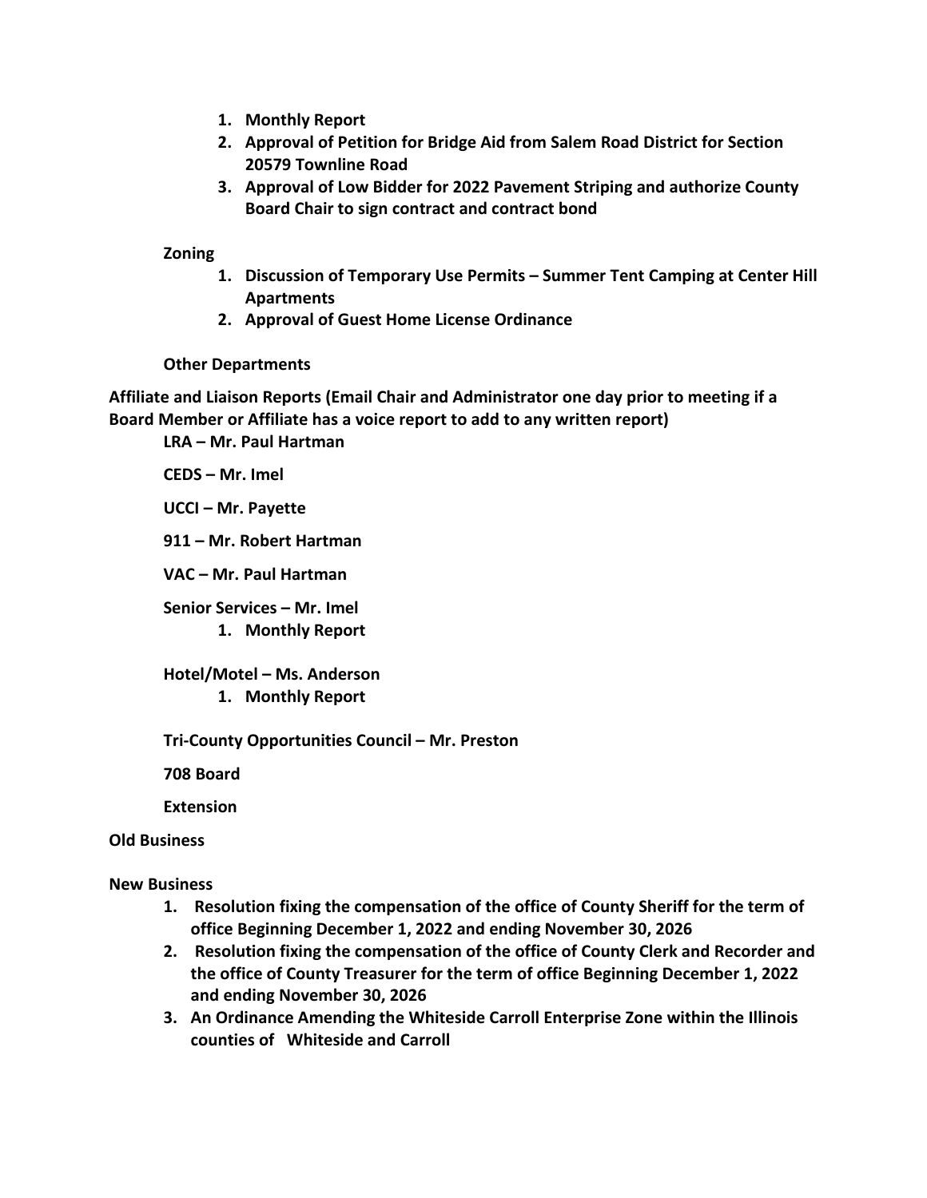1. **Monthly Report**
2. **Approval of Petition for Bridge Aid from Salem Road District for Section 20579 Townline Road**
3. **Approval of Low Bidder for 2022 Pavement Striping and authorize County Board Chair to sign contract and contract bond**

**Zoning**

1. **Discussion of Temporary Use Permits – Summer Tent Camping at Center Hill Apartments**
2. **Approval of Guest Home License Ordinance**

**Other Departments**

**Affiliate and Liaison Reports (Email Chair and Administrator one day prior to meeting if a Board Member or Affiliate has a voice report to add to any written report)**

**LRA – Mr. Paul Hartman**

**CEDS – Mr. Imel**

**UCCI – Mr. Payette**

**911 – Mr. Robert Hartman**

**VAC – Mr. Paul Hartman**

**Senior Services – Mr. Imel**

1. **Monthly Report**

**Hotel/Motel – Ms. Anderson**

1. **Monthly Report**

**Tri-County Opportunities Council – Mr. Preston**

**708 Board**

**Extension**

**Old Business**

**New Business**

1. **Resolution fixing the compensation of the office of County Sheriff for the term of office Beginning December 1, 2022 and ending November 30, 2026**
2. **Resolution fixing the compensation of the office of County Clerk and Recorder and the office of County Treasurer for the term of office Beginning December 1, 2022 and ending November 30, 2026**
3. **An Ordinance Amending the Whiteside Carroll Enterprise Zone within the Illinois counties of Whiteside and Carroll**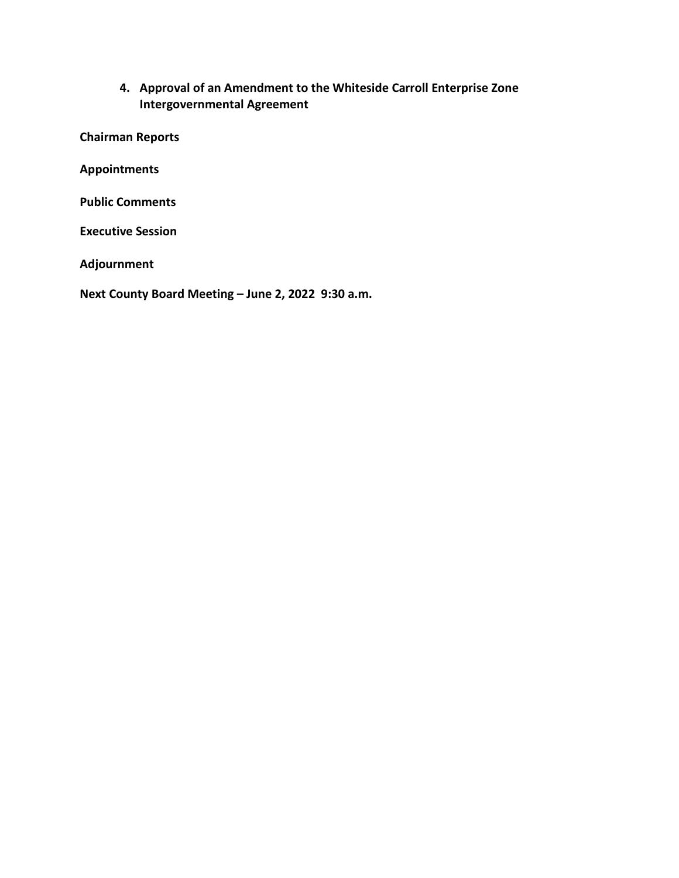4. **Approval of an Amendment to the Whiteside Carroll Enterprise Zone Intergovernmental Agreement**

**Chairman Reports**

**Appointments**

**Public Comments**

**Executive Session**

**Adjournment**

**Next County Board Meeting – June 2, 2022 9:30 a.m.**